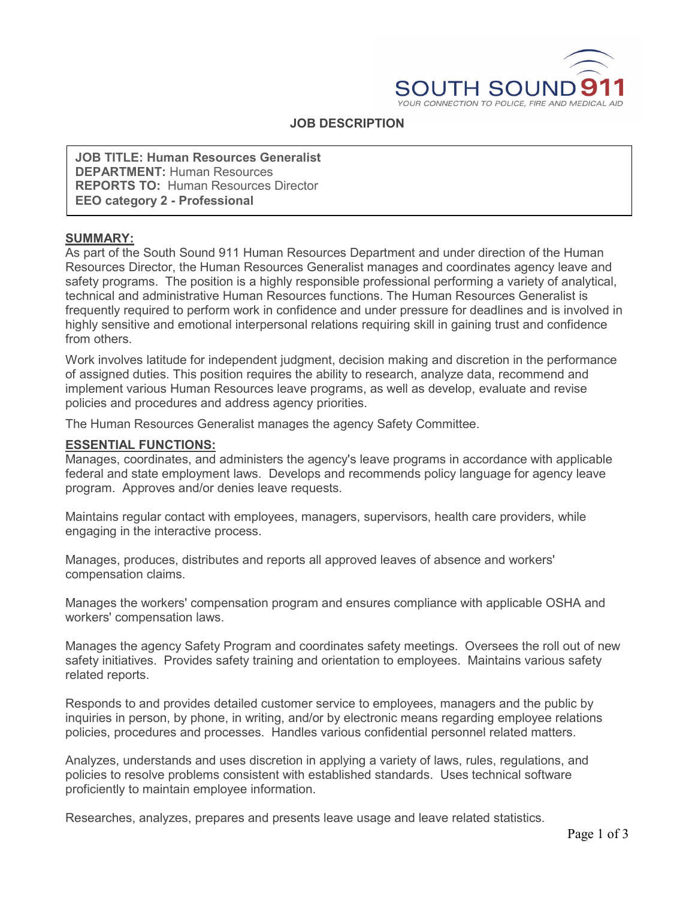SOUTH SOUND 911

*YOUR CONNECTION TO POLICE, FIRE AND MEDICAL AID*

# JOB DESCRIPTION

**JOB TITLE: Human Resources Generalist**
**DEPARTMENT:** Human Resources
**REPORTS TO:** Human Resources Director
**EEO category 2 - Professional**

## SUMMARY:

As part of the South Sound 911 Human Resources Department and under direction of the Human Resources Director, the Human Resources Generalist manages and coordinates agency leave and safety programs. The position is a highly responsible professional performing a variety of analytical, technical and administrative Human Resources functions. The Human Resources Generalist is frequently required to perform work in confidence and under pressure for deadlines and is involved in highly sensitive and emotional interpersonal relations requiring skill in gaining trust and confidence from others.

Work involves latitude for independent judgment, decision making and discretion in the performance of assigned duties. This position requires the ability to research, analyze data, recommend and implement various Human Resources leave programs, as well as develop, evaluate and revise policies and procedures and address agency priorities.

The Human Resources Generalist manages the agency Safety Committee.

## ESSENTIAL FUNCTIONS:

Manages, coordinates, and administers the agency's leave programs in accordance with applicable federal and state employment laws. Develops and recommends policy language for agency leave program. Approves and/or denies leave requests.

Maintains regular contact with employees, managers, supervisors, health care providers, while engaging in the interactive process.

Manages, produces, distributes and reports all approved leaves of absence and workers' compensation claims.

Manages the workers' compensation program and ensures compliance with applicable OSHA and workers' compensation laws.

Manages the agency Safety Program and coordinates safety meetings. Oversees the roll out of new safety initiatives. Provides safety training and orientation to employees. Maintains various safety related reports.

Responds to and provides detailed customer service to employees, managers and the public by inquiries in person, by phone, in writing, and/or by electronic means regarding employee relations policies, procedures and processes. Handles various confidential personnel related matters.

Analyzes, understands and uses discretion in applying a variety of laws, rules, regulations, and policies to resolve problems consistent with established standards. Uses technical software proficiently to maintain employee information.

Researches, analyzes, prepares and presents leave usage and leave related statistics.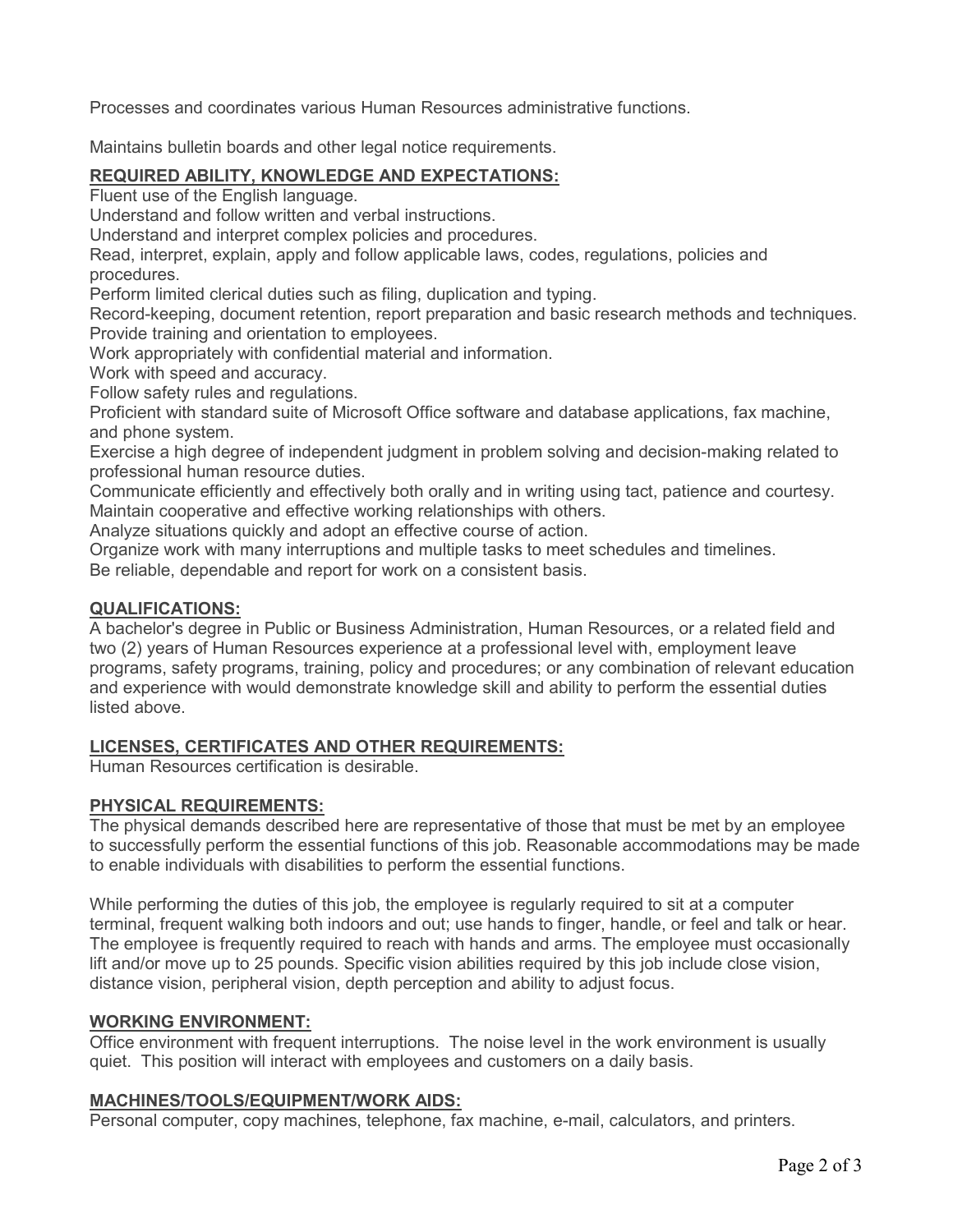Processes and coordinates various Human Resources administrative functions.

Maintains bulletin boards and other legal notice requirements.

## REQUIRED ABILITY, KNOWLEDGE AND EXPECTATIONS:

Fluent use of the English language.
Understand and follow written and verbal instructions.
Understand and interpret complex policies and procedures.
Read, interpret, explain, apply and follow applicable laws, codes, regulations, policies and procedures.
Perform limited clerical duties such as filing, duplication and typing.
Record-keeping, document retention, report preparation and basic research methods and techniques.
Provide training and orientation to employees.
Work appropriately with confidential material and information.
Work with speed and accuracy.
Follow safety rules and regulations.
Proficient with standard suite of Microsoft Office software and database applications, fax machine, and phone system.
Exercise a high degree of independent judgment in problem solving and decision-making related to professional human resource duties.
Communicate efficiently and effectively both orally and in writing using tact, patience and courtesy.
Maintain cooperative and effective working relationships with others.
Analyze situations quickly and adopt an effective course of action.
Organize work with many interruptions and multiple tasks to meet schedules and timelines.
Be reliable, dependable and report for work on a consistent basis.

## QUALIFICATIONS:

A bachelor's degree in Public or Business Administration, Human Resources, or a related field and two (2) years of Human Resources experience at a professional level with, employment leave programs, safety programs, training, policy and procedures; or any combination of relevant education and experience with would demonstrate knowledge skill and ability to perform the essential duties listed above.

## LICENSES, CERTIFICATES AND OTHER REQUIREMENTS:

Human Resources certification is desirable.

## PHYSICAL REQUIREMENTS:

The physical demands described here are representative of those that must be met by an employee to successfully perform the essential functions of this job. Reasonable accommodations may be made to enable individuals with disabilities to perform the essential functions.

While performing the duties of this job, the employee is regularly required to sit at a computer terminal, frequent walking both indoors and out; use hands to finger, handle, or feel and talk or hear. The employee is frequently required to reach with hands and arms. The employee must occasionally lift and/or move up to 25 pounds. Specific vision abilities required by this job include close vision, distance vision, peripheral vision, depth perception and ability to adjust focus.

## WORKING ENVIRONMENT:

Office environment with frequent interruptions. The noise level in the work environment is usually quiet. This position will interact with employees and customers on a daily basis.

## MACHINES/TOOLS/EQUIPMENT/WORK AIDS:

Personal computer, copy machines, telephone, fax machine, e-mail, calculators, and printers.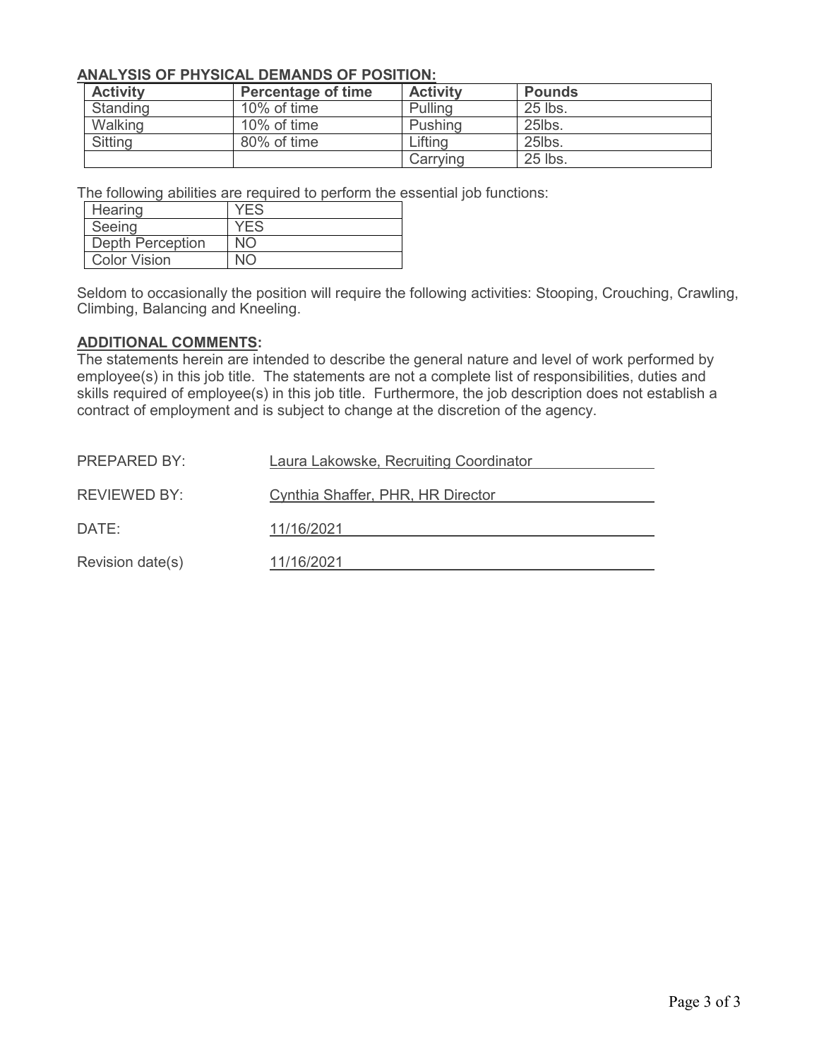## ANALYSIS OF PHYSICAL DEMANDS OF POSITION:

| Activity | Percentage of time | Activity | Pounds |
|---|---|---|---|
| Standing | 10% of time | Pulling | 25 lbs. |
| Walking | 10% of time | Pushing | 25lbs. |
| Sitting | 80% of time | Lifting | 25lbs. |
| | | Carrying | 25 lbs. |

The following abilities are required to perform the essential job functions:

| | |
|---|---|
| Hearing | YES |
| Seeing | YES |
| Depth Perception | NO |
| Color Vision | NO |

Seldom to occasionally the position will require the following activities: Stooping, Crouching, Crawling, Climbing, Balancing and Kneeling.

## ADDITIONAL COMMENTS:

The statements herein are intended to describe the general nature and level of work performed by employee(s) in this job title. The statements are not a complete list of responsibilities, duties and skills required of employee(s) in this job title. Furthermore, the job description does not establish a contract of employment and is subject to change at the discretion of the agency.

PREPARED BY: Laura Lakowske, Recruiting Coordinator

REVIEWED BY: Cynthia Shaffer, PHR, HR Director

DATE: 11/16/2021

Revision date(s) 11/16/2021